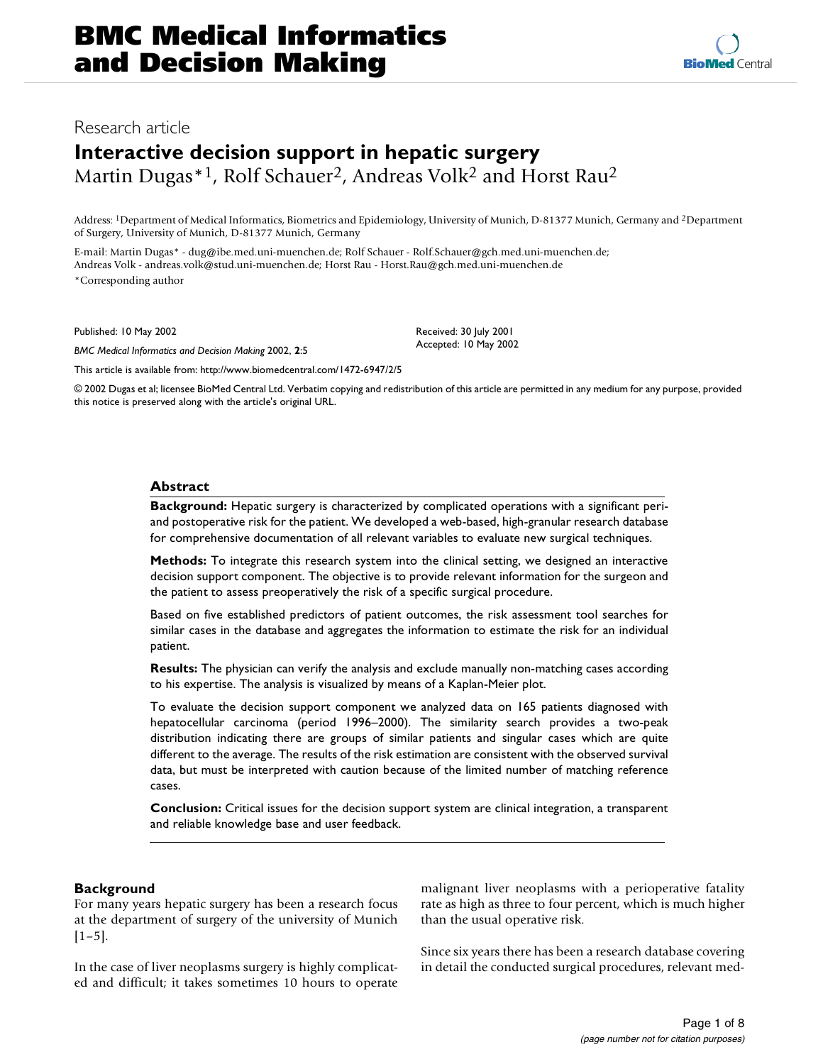BMC Medical Informatics and Decision Making

Research article

# Interactive decision support in hepatic surgery

Martin Dugas*[1], Rolf Schauer[2], Andreas Volk[2] and Horst Rau[2]

Address: [1]Department of Medical Informatics, Biometrics and Epidemiology, University of Munich, D-81377 Munich, Germany and [2]Department of Surgery, University of Munich, D-81377 Munich, Germany

E-mail: Martin Dugas* - dug@ibe.med.uni-muenchen.de; Rolf Schauer - Rolf.Schauer@gch.med.uni-muenchen.de; Andreas Volk - andreas.volk@stud.uni-muenchen.de; Horst Rau - Horst.Rau@gch.med.uni-muenchen.de

*Corresponding author

Published: 10 May 2002

*BMC Medical Informatics and Decision Making* 2002, **2**:5

Received: 30 July 2001
Accepted: 10 May 2002

This article is available from: http://www.biomedcentral.com/1472-6947/2/5

© 2002 Dugas et al; licensee BioMed Central Ltd. Verbatim copying and redistribution of this article are permitted in any medium for any purpose, provided this notice is preserved along with the article's original URL.

## Abstract

**Background:** Hepatic surgery is characterized by complicated operations with a significant peri- and postoperative risk for the patient. We developed a web-based, high-granular research database for comprehensive documentation of all relevant variables to evaluate new surgical techniques.

**Methods:** To integrate this research system into the clinical setting, we designed an interactive decision support component. The objective is to provide relevant information for the surgeon and the patient to assess preoperatively the risk of a specific surgical procedure.

Based on five established predictors of patient outcomes, the risk assessment tool searches for similar cases in the database and aggregates the information to estimate the risk for an individual patient.

**Results:** The physician can verify the analysis and exclude manually non-matching cases according to his expertise. The analysis is visualized by means of a Kaplan-Meier plot.

To evaluate the decision support component we analyzed data on 165 patients diagnosed with hepatocellular carcinoma (period 1996–2000). The similarity search provides a two-peak distribution indicating there are groups of similar patients and singular cases which are quite different to the average. The results of the risk estimation are consistent with the observed survival data, but must be interpreted with caution because of the limited number of matching reference cases.

**Conclusion:** Critical issues for the decision support system are clinical integration, a transparent and reliable knowledge base and user feedback.

## Background

For many years hepatic surgery has been a research focus at the department of surgery of the university of Munich [1–5].

In the case of liver neoplasms surgery is highly complicated and difficult; it takes sometimes 10 hours to operate malignant liver neoplasms with a perioperative fatality rate as high as three to four percent, which is much higher than the usual operative risk.

Since six years there has been a research database covering in detail the conducted surgical procedures, relevant med-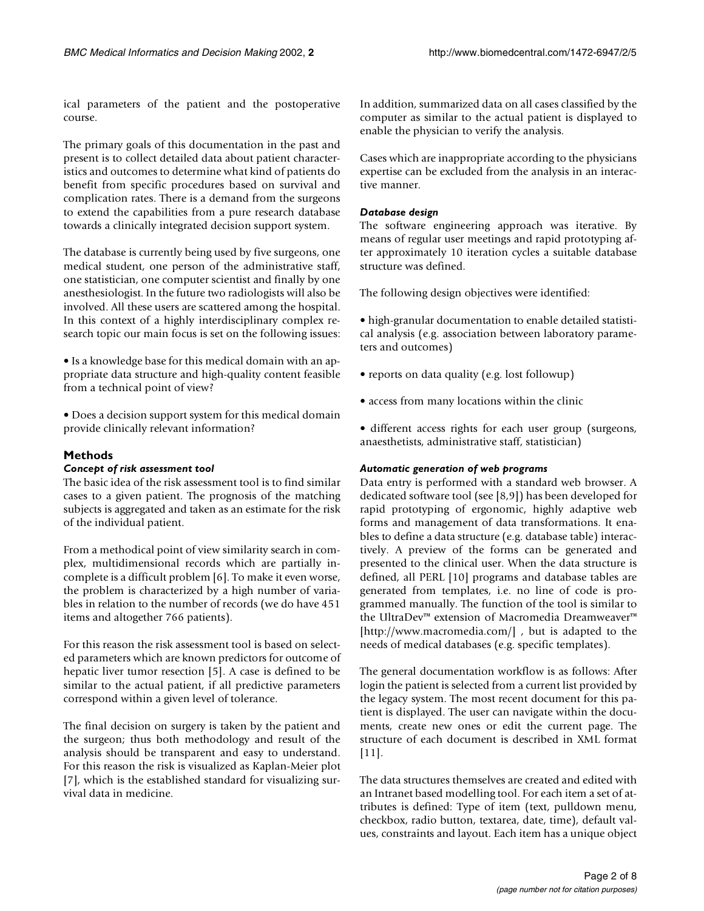ical parameters of the patient and the postoperative course.

The primary goals of this documentation in the past and present is to collect detailed data about patient characteristics and outcomes to determine what kind of patients do benefit from specific procedures based on survival and complication rates. There is a demand from the surgeons to extend the capabilities from a pure research database towards a clinically integrated decision support system.

The database is currently being used by five surgeons, one medical student, one person of the administrative staff, one statistician, one computer scientist and finally by one anesthesiologist. In the future two radiologists will also be involved. All these users are scattered among the hospital. In this context of a highly interdisciplinary complex research topic our main focus is set on the following issues:

• Is a knowledge base for this medical domain with an appropriate data structure and high-quality content feasible from a technical point of view?

• Does a decision support system for this medical domain provide clinically relevant information?

## Methods

### *Concept of risk assessment tool*

The basic idea of the risk assessment tool is to find similar cases to a given patient. The prognosis of the matching subjects is aggregated and taken as an estimate for the risk of the individual patient.

From a methodical point of view similarity search in complex, multidimensional records which are partially incomplete is a difficult problem [6]. To make it even worse, the problem is characterized by a high number of variables in relation to the number of records (we do have 451 items and altogether 766 patients).

For this reason the risk assessment tool is based on selected parameters which are known predictors for outcome of hepatic liver tumor resection [5]. A case is defined to be similar to the actual patient, if all predictive parameters correspond within a given level of tolerance.

The final decision on surgery is taken by the patient and the surgeon; thus both methodology and result of the analysis should be transparent and easy to understand. For this reason the risk is visualized as Kaplan-Meier plot [7], which is the established standard for visualizing survival data in medicine.

In addition, summarized data on all cases classified by the computer as similar to the actual patient is displayed to enable the physician to verify the analysis.

Cases which are inappropriate according to the physicians expertise can be excluded from the analysis in an interactive manner.

### *Database design*

The software engineering approach was iterative. By means of regular user meetings and rapid prototyping after approximately 10 iteration cycles a suitable database structure was defined.

The following design objectives were identified:

• high-granular documentation to enable detailed statistical analysis (e.g. association between laboratory parameters and outcomes)

• reports on data quality (e.g. lost followup)

• access from many locations within the clinic

• different access rights for each user group (surgeons, anaesthetists, administrative staff, statistician)

### *Automatic generation of web programs*

Data entry is performed with a standard web browser. A dedicated software tool (see [8,9]) has been developed for rapid prototyping of ergonomic, highly adaptive web forms and management of data transformations. It enables to define a data structure (e.g. database table) interactively. A preview of the forms can be generated and presented to the clinical user. When the data structure is defined, all PERL [10] programs and database tables are generated from templates, i.e. no line of code is programmed manually. The function of the tool is similar to the UltraDev™ extension of Macromedia Dreamweaver™ [http://www.macromedia.com/] , but is adapted to the needs of medical databases (e.g. specific templates).

The general documentation workflow is as follows: After login the patient is selected from a current list provided by the legacy system. The most recent document for this patient is displayed. The user can navigate within the documents, create new ones or edit the current page. The structure of each document is described in XML format [11].

The data structures themselves are created and edited with an Intranet based modelling tool. For each item a set of attributes is defined: Type of item (text, pulldown menu, checkbox, radio button, textarea, date, time), default values, constraints and layout. Each item has a unique object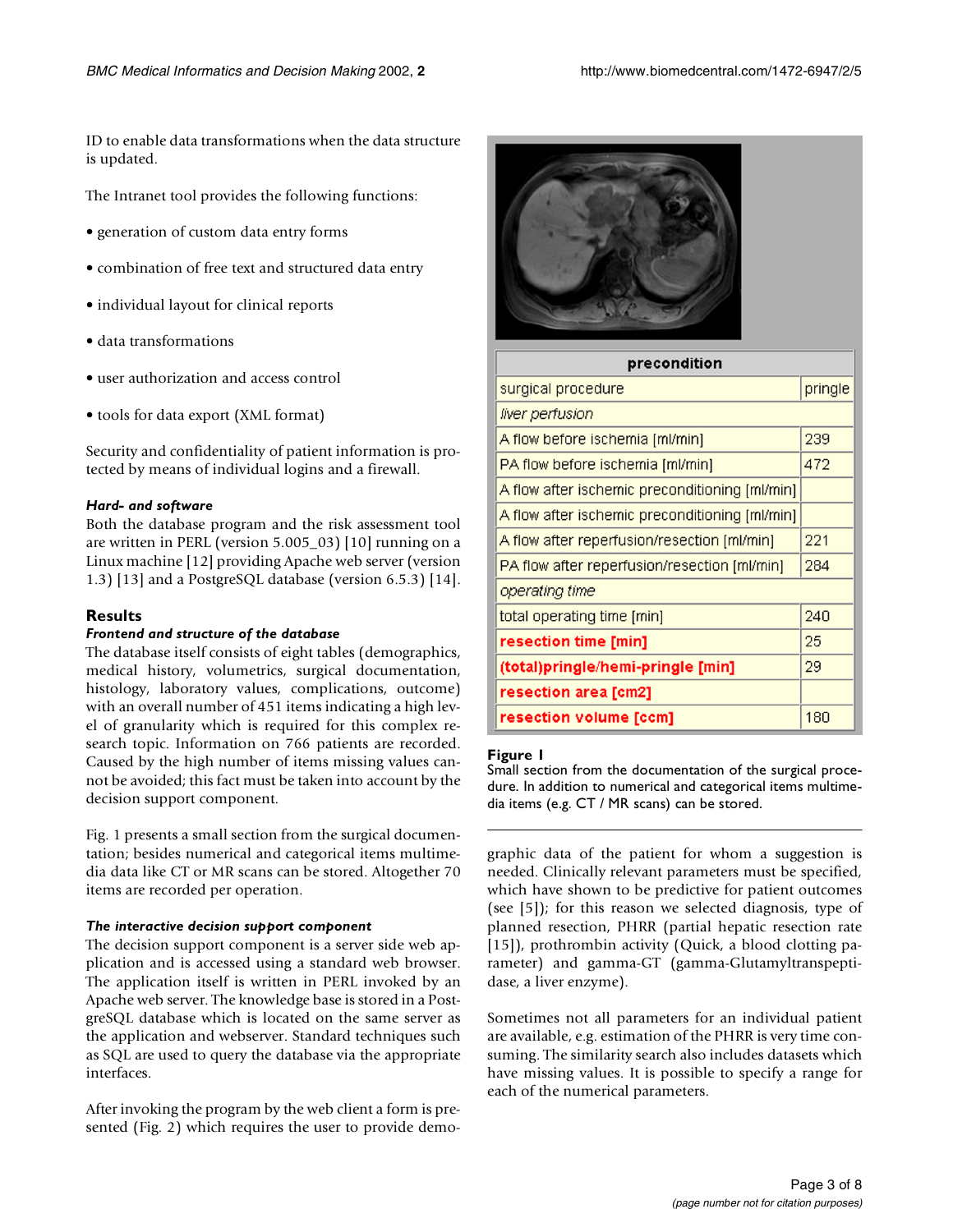ID to enable data transformations when the data structure is updated.

The Intranet tool provides the following functions:

- generation of custom data entry forms
- combination of free text and structured data entry
- individual layout for clinical reports
- data transformations
- user authorization and access control
- tools for data export (XML format)

Security and confidentiality of patient information is protected by means of individual logins and a firewall.

#### *Hard- and software*

Both the database program and the risk assessment tool are written in PERL (version 5.005_03) [10] running on a Linux machine [12] providing Apache web server (version 1.3) [13] and a PostgreSQL database (version 6.5.3) [14].

## Results

#### *Frontend and structure of the database*

The database itself consists of eight tables (demographics, medical history, volumetrics, surgical documentation, histology, laboratory values, complications, outcome) with an overall number of 451 items indicating a high level of granularity which is required for this complex research topic. Information on 766 patients are recorded. Caused by the high number of items missing values cannot be avoided; this fact must be taken into account by the decision support component.

Fig. 1 presents a small section from the surgical documentation; besides numerical and categorical items multimedia data like CT or MR scans can be stored. Altogether 70 items are recorded per operation.

| precondition | |
|---|---|
| surgical procedure | pringle |
| *liver perfusion* | |
| A flow before ischemia [ml/min] | 239 |
| PA flow before ischemia [ml/min] | 472 |
| A flow after ischemic preconditioning [ml/min] | |
| A flow after ischemic preconditioning [ml/min] | |
| A flow after reperfusion/resection [ml/min] | 221 |
| PA flow after reperfusion/resection [ml/min] | 284 |
| *operating time* | |
| total operating time [min] | 240 |
| **resection time [min]** | 25 |
| **(total)pringle/hemi-pringle [min]** | 29 |
| **resection area [cm2]** | |
| **resection volume [ccm]** | 180 |

**Figure 1**
Small section from the documentation of the surgical procedure. In addition to numerical and categorical items multimedia items (e.g. CT / MR scans) can be stored.

#### *The interactive decision support component*

The decision support component is a server side web application and is accessed using a standard web browser. The application itself is written in PERL invoked by an Apache web server. The knowledge base is stored in a PostgreSQL database which is located on the same server as the application and webserver. Standard techniques such as SQL are used to query the database via the appropriate interfaces.

After invoking the program by the web client a form is presented (Fig. 2) which requires the user to provide demographic data of the patient for whom a suggestion is needed. Clinically relevant parameters must be specified, which have shown to be predictive for patient outcomes (see [5]); for this reason we selected diagnosis, type of planned resection, PHRR (partial hepatic resection rate [15]), prothrombin activity (Quick, a blood clotting parameter) and gamma-GT (gamma-Glutamyltranspeptidase, a liver enzyme).

Sometimes not all parameters for an individual patient are available, e.g. estimation of the PHRR is very time consuming. The similarity search also includes datasets which have missing values. It is possible to specify a range for each of the numerical parameters.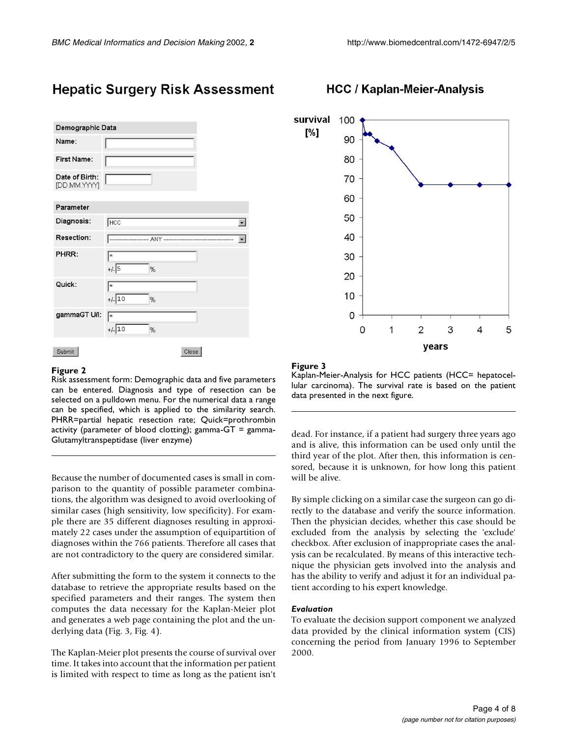Figure 2
Risk assessment form: Demographic data and five parameters can be entered. Diagnosis and type of resection can be selected on a pulldown menu. For the numerical data a range can be specified, which is applied to the similarity search. PHRR=partial hepatic resection rate; Quick=prothrombin activity (parameter of blood clotting); gamma-GT = gamma-Glutamyltranspeptidase (liver enzyme)

Because the number of documented cases is small in comparison to the quantity of possible parameter combinations, the algorithm was designed to avoid overlooking of similar cases (high sensitivity, low specificity). For example there are 35 different diagnoses resulting in approximately 22 cases under the assumption of equipartition of diagnoses within the 766 patients. Therefore all cases that are not contradictory to the query are considered similar.

After submitting the form to the system it connects to the database to retrieve the appropriate results based on the specified parameters and their ranges. The system then computes the data necessary for the Kaplan-Meier plot and generates a web page containing the plot and the underlying data (Fig. 3, Fig. 4).

The Kaplan-Meier plot presents the course of survival over time. It takes into account that the information per patient is limited with respect to time as long as the patient isn't dead. For instance, if a patient had surgery three years ago and is alive, this information can be used only until the third year of the plot. After then, this information is censored, because it is unknown, for how long this patient will be alive.

Figure 3
Kaplan-Meier-Analysis for HCC patients (HCC= hepatocellular carcinoma). The survival rate is based on the patient data presented in the next figure.

By simple clicking on a similar case the surgeon can go directly to the database and verify the source information. Then the physician decides, whether this case should be excluded from the analysis by selecting the 'exclude' checkbox. After exclusion of inappropriate cases the analysis can be recalculated. By means of this interactive technique the physician gets involved into the analysis and has the ability to verify and adjust it for an individual patient according to his expert knowledge.

### *Evaluation*

To evaluate the decision support component we analyzed data provided by the clinical information system (CIS) concerning the period from January 1996 to September 2000.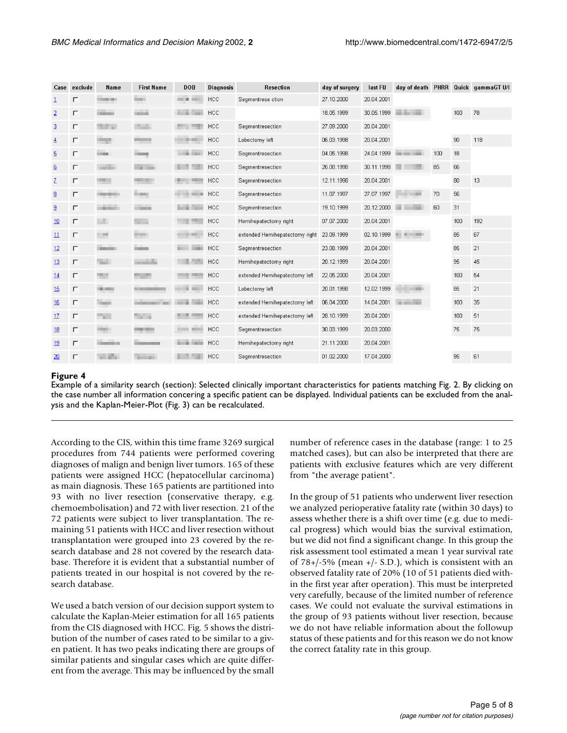| Case | exclude | Name | First Name | DOB | Diagnosis | Resection | day of surgery | last FU | day of death | PHRR | Quick | gammaGT U/l |
|---|---|---|---|---|---|---|---|---|---|---|---|---|
| 1 | ☐ | | | | HCC | Segmentrese ction | 27.10.2000 | 20.04.2001 | | | | |
| 2 | ☐ | | | | HCC | | 18.05.1999 | 30.05.1999 | | | 100 | 78 |
| 3 | ☐ | | | | HCC | Segmentresection | 27.09.2000 | 20.04.2001 | | | | |
| 4 | ☐ | | | | HCC | Lobectomy left | 06.03.1998 | 20.04.2001 | | | 90 | 118 |
| 5 | ☐ | | | | HCC | Segmentresection | 04.05.1998 | 24.04.1999 | | 100 | 18 | |
| 6 | ☐ | | | | HCC | Segmentresection | 26.08.1998 | 30.11.1998 | | 85 | 66 | |
| 7 | ☐ | | | | HCC | Segmentresection | 12.11.1998 | 20.04.2001 | | | 80 | 13 |
| 8 | ☐ | | | | HCC | Segmentresection | 11.07.1997 | 27.07.1997 | | 70 | 56 | |
| 9 | ☐ | | | | HCC | Segmentresection | 19.10.1999 | 20.12.2000 | | 60 | 31 | |
| 10 | ☐ | | | | HCC | Hemihepatectomy right | 07.07.2000 | 20.04.2001 | | | 100 | 192 |
| 11 | ☐ | | | | HCC | extended Hemihepatectomy right | 23.09.1999 | 02.10.1999 | | | 85 | 67 |
| 12 | ☐ | | | | HCC | Segmentresection | 23.08.1999 | 20.04.2001 | | | 85 | 21 |
| 13 | ☐ | | | | HCC | Hemihepatectomy right | 20.12.1999 | 20.04.2001 | | | 95 | 45 |
| 14 | ☐ | | | | HCC | extended Hemihepatectomy left | 22.05.2000 | 20.04.2001 | | | 100 | 54 |
| 15 | ☐ | | | | HCC | Lobectomy left | 20.01.1998 | 12.02.1999 | | | 85 | 21 |
| 16 | ☐ | | | | HCC | extended Hemihepatectomy left | 06.04.2000 | 14.04.2001 | | | 100 | 35 |
| 17 | ☐ | | | | HCC | extended Hemihepatectomy left | 28.10.1999 | 20.04.2001 | | | 100 | 51 |
| 18 | ☐ | | | | HCC | Segmentresection | 30.03.1999 | 20.03.2000 | | | 75 | 75 |
| 19 | ☐ | | | | HCC | Hemihepatectomy right | 21.11.2000 | 20.04.2001 | | | | |
| 20 | ☐ | | | | HCC | Segmentresection | 01.02.2000 | 17.04.2000 | | | 95 | 61 |

**Figure 4**
Example of a similarity search (section): Selected clinically important characteristics for patients matching Fig. 2. By clicking on the case number all information concering a specific patient can be displayed. Individual patients can be excluded from the analysis and the Kaplan-Meier-Plot (Fig. 3) can be recalculated.

According to the CIS, within this time frame 3269 surgical procedures from 744 patients were performed covering diagnoses of malign and benign liver tumors. 165 of these patients were assigned HCC (hepatocellular carcinoma) as main diagnosis. These 165 patients are partitioned into 93 with no liver resection (conservative therapy, e.g. chemoembolisation) and 72 with liver resection. 21 of the 72 patients were subject to liver transplantation. The remaining 51 patients with HCC and liver resection without transplantation were grouped into 23 covered by the research database and 28 not covered by the research database. Therefore it is evident that a substantial number of patients treated in our hospital is not covered by the research database.

We used a batch version of our decision support system to calculate the Kaplan-Meier estimation for all 165 patients from the CIS diagnosed with HCC. Fig. 5 shows the distribution of the number of cases rated to be similar to a given patient. It has two peaks indicating there are groups of similar patients and singular cases which are quite different from the average. This may be influenced by the small number of reference cases in the database (range: 1 to 25 matched cases), but can also be interpreted that there are patients with exclusive features which are very different from "the average patient".

In the group of 51 patients who underwent liver resection we analyzed perioperative fatality rate (within 30 days) to assess whether there is a shift over time (e.g. due to medical progress) which would bias the survival estimation, but we did not find a significant change. In this group the risk assessment tool estimated a mean 1 year survival rate of 78+/-5% (mean +/- S.D.), which is consistent with an observed fatality rate of 20% (10 of 51 patients died within the first year after operation). This must be interpreted very carefully, because of the limited number of reference cases. We could not evaluate the survival estimations in the group of 93 patients without liver resection, because we do not have reliable information about the followup status of these patients and for this reason we do not know the correct fatality rate in this group.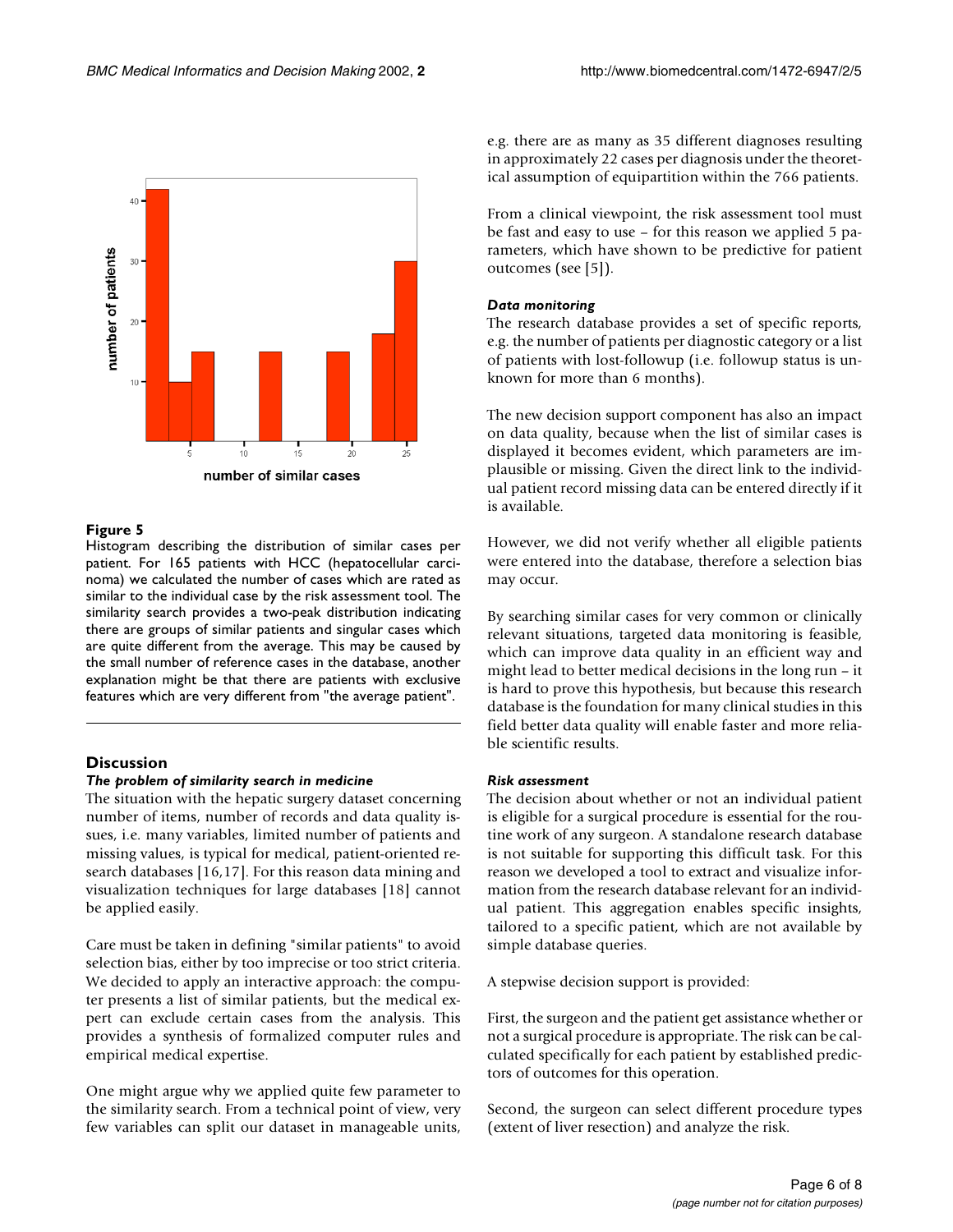**Figure 5**
Histogram describing the distribution of similar cases per patient. For 165 patients with HCC (hepatocellular carcinoma) we calculated the number of cases which are rated as similar to the individual case by the risk assessment tool. The similarity search provides a two-peak distribution indicating there are groups of similar patients and singular cases which are quite different from the average. This may be caused by the small number of reference cases in the database, another explanation might be that there are patients with exclusive features which are very different from "the average patient".

## Discussion

### *The problem of similarity search in medicine*

The situation with the hepatic surgery dataset concerning number of items, number of records and data quality issues, i.e. many variables, limited number of patients and missing values, is typical for medical, patient-oriented research databases [16,17]. For this reason data mining and visualization techniques for large databases [18] cannot be applied easily.

Care must be taken in defining "similar patients" to avoid selection bias, either by too imprecise or too strict criteria. We decided to apply an interactive approach: the computer presents a list of similar patients, but the medical expert can exclude certain cases from the analysis. This provides a synthesis of formalized computer rules and empirical medical expertise.

One might argue why we applied quite few parameter to the similarity search. From a technical point of view, very few variables can split our dataset in manageable units, e.g. there are as many as 35 different diagnoses resulting in approximately 22 cases per diagnosis under the theoretical assumption of equipartition within the 766 patients.

From a clinical viewpoint, the risk assessment tool must be fast and easy to use – for this reason we applied 5 parameters, which have shown to be predictive for patient outcomes (see [5]).

### *Data monitoring*

The research database provides a set of specific reports, e.g. the number of patients per diagnostic category or a list of patients with lost-followup (i.e. followup status is unknown for more than 6 months).

The new decision support component has also an impact on data quality, because when the list of similar cases is displayed it becomes evident, which parameters are implausible or missing. Given the direct link to the individual patient record missing data can be entered directly if it is available.

However, we did not verify whether all eligible patients were entered into the database, therefore a selection bias may occur.

By searching similar cases for very common or clinically relevant situations, targeted data monitoring is feasible, which can improve data quality in an efficient way and might lead to better medical decisions in the long run – it is hard to prove this hypothesis, but because this research database is the foundation for many clinical studies in this field better data quality will enable faster and more reliable scientific results.

### *Risk assessment*

The decision about whether or not an individual patient is eligible for a surgical procedure is essential for the routine work of any surgeon. A standalone research database is not suitable for supporting this difficult task. For this reason we developed a tool to extract and visualize information from the research database relevant for an individual patient. This aggregation enables specific insights, tailored to a specific patient, which are not available by simple database queries.

A stepwise decision support is provided:

First, the surgeon and the patient get assistance whether or not a surgical procedure is appropriate. The risk can be calculated specifically for each patient by established predictors of outcomes for this operation.

Second, the surgeon can select different procedure types (extent of liver resection) and analyze the risk.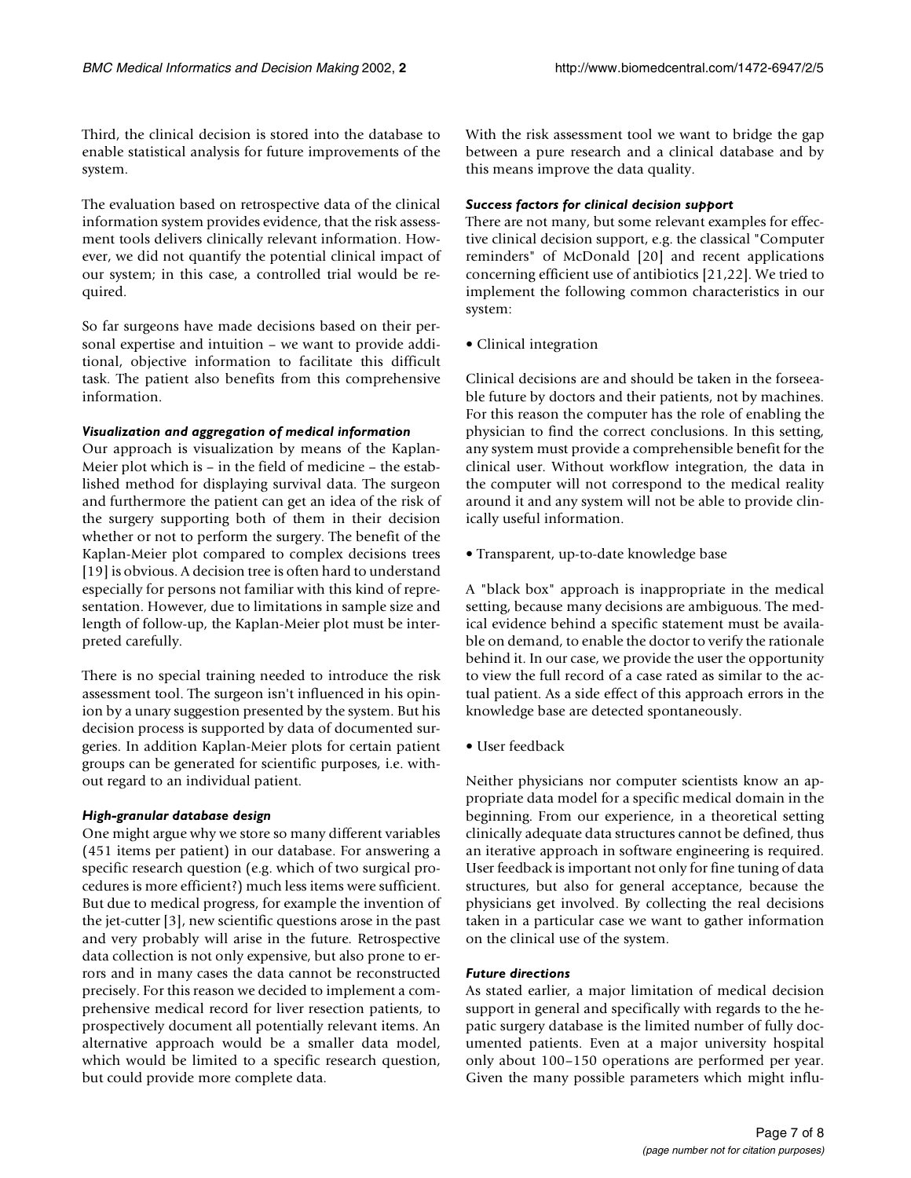Third, the clinical decision is stored into the database to enable statistical analysis for future improvements of the system.

The evaluation based on retrospective data of the clinical information system provides evidence, that the risk assessment tools delivers clinically relevant information. However, we did not quantify the potential clinical impact of our system; in this case, a controlled trial would be required.

So far surgeons have made decisions based on their personal expertise and intuition – we want to provide additional, objective information to facilitate this difficult task. The patient also benefits from this comprehensive information.

#### *Visualization and aggregation of medical information*

Our approach is visualization by means of the Kaplan-Meier plot which is – in the field of medicine – the established method for displaying survival data. The surgeon and furthermore the patient can get an idea of the risk of the surgery supporting both of them in their decision whether or not to perform the surgery. The benefit of the Kaplan-Meier plot compared to complex decisions trees [19] is obvious. A decision tree is often hard to understand especially for persons not familiar with this kind of representation. However, due to limitations in sample size and length of follow-up, the Kaplan-Meier plot must be interpreted carefully.

There is no special training needed to introduce the risk assessment tool. The surgeon isn't influenced in his opinion by a unary suggestion presented by the system. But his decision process is supported by data of documented surgeries. In addition Kaplan-Meier plots for certain patient groups can be generated for scientific purposes, i.e. without regard to an individual patient.

#### *High-granular database design*

One might argue why we store so many different variables (451 items per patient) in our database. For answering a specific research question (e.g. which of two surgical procedures is more efficient?) much less items were sufficient. But due to medical progress, for example the invention of the jet-cutter [3], new scientific questions arose in the past and very probably will arise in the future. Retrospective data collection is not only expensive, but also prone to errors and in many cases the data cannot be reconstructed precisely. For this reason we decided to implement a comprehensive medical record for liver resection patients, to prospectively document all potentially relevant items. An alternative approach would be a smaller data model, which would be limited to a specific research question, but could provide more complete data.

With the risk assessment tool we want to bridge the gap between a pure research and a clinical database and by this means improve the data quality.

#### *Success factors for clinical decision support*

There are not many, but some relevant examples for effective clinical decision support, e.g. the classical "Computer reminders" of McDonald [20] and recent applications concerning efficient use of antibiotics [21,22]. We tried to implement the following common characteristics in our system:

• Clinical integration

Clinical decisions are and should be taken in the forseeable future by doctors and their patients, not by machines. For this reason the computer has the role of enabling the physician to find the correct conclusions. In this setting, any system must provide a comprehensible benefit for the clinical user. Without workflow integration, the data in the computer will not correspond to the medical reality around it and any system will not be able to provide clinically useful information.

• Transparent, up-to-date knowledge base

A "black box" approach is inappropriate in the medical setting, because many decisions are ambiguous. The medical evidence behind a specific statement must be available on demand, to enable the doctor to verify the rationale behind it. In our case, we provide the user the opportunity to view the full record of a case rated as similar to the actual patient. As a side effect of this approach errors in the knowledge base are detected spontaneously.

• User feedback

Neither physicians nor computer scientists know an appropriate data model for a specific medical domain in the beginning. From our experience, in a theoretical setting clinically adequate data structures cannot be defined, thus an iterative approach in software engineering is required. User feedback is important not only for fine tuning of data structures, but also for general acceptance, because the physicians get involved. By collecting the real decisions taken in a particular case we want to gather information on the clinical use of the system.

#### *Future directions*

As stated earlier, a major limitation of medical decision support in general and specifically with regards to the hepatic surgery database is the limited number of fully documented patients. Even at a major university hospital only about 100–150 operations are performed per year. Given the many possible parameters which might influ-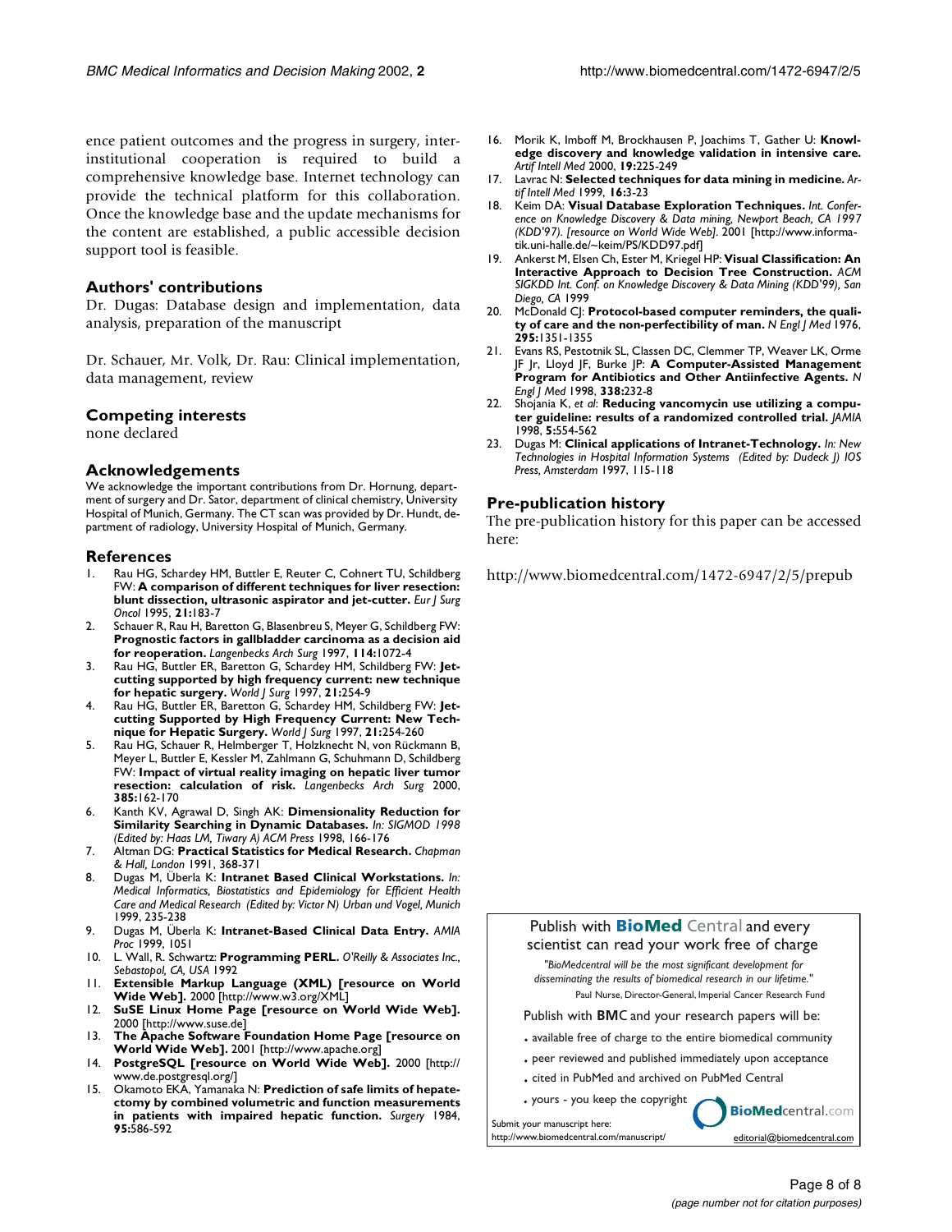ence patient outcomes and the progress in surgery, inter-institutional cooperation is required to build a comprehensive knowledge base. Internet technology can provide the technical platform for this collaboration. Once the knowledge base and the update mechanisms for the content are established, a public accessible decision support tool is feasible.

## Authors' contributions

Dr. Dugas: Database design and implementation, data analysis, preparation of the manuscript

Dr. Schauer, Mr. Volk, Dr. Rau: Clinical implementation, data management, review

## Competing interests

none declared

## Acknowledgements

We acknowledge the important contributions from Dr. Hornung, department of surgery and Dr. Sator, department of clinical chemistry, University Hospital of Munich, Germany. The CT scan was provided by Dr. Hundt, department of radiology, University Hospital of Munich, Germany.

## References

1. Rau HG, Schardey HM, Buttler E, Reuter C, Cohnert TU, Schildberg FW: **A comparison of different techniques for liver resection: blunt dissection, ultrasonic aspirator and jet-cutter.** *Eur J Surg Oncol* 1995, **21:**183-7
2. Schauer R, Rau H, Baretton G, Blasenbreu S, Meyer G, Schildberg FW: **Prognostic factors in gallbladder carcinoma as a decision aid for reoperation.** *Langenbecks Arch Surg* 1997, **114:**1072-4
3. Rau HG, Buttler ER, Baretton G, Schardey HM, Schildberg FW: **Jet-cutting supported by high frequency current: new technique for hepatic surgery.** *World J Surg* 1997, **21:**254-9
4. Rau HG, Buttler ER, Baretton G, Schardey HM, Schildberg FW: **Jet-cutting Supported by High Frequency Current: New Technique for Hepatic Surgery.** *World J Surg* 1997, **21:**254-260
5. Rau HG, Schauer R, Helmberger T, Holzknecht N, von Rückmann B, Meyer L, Buttler E, Kessler M, Zahlmann G, Schuhmann D, Schildberg FW: **Impact of virtual reality imaging on hepatic liver tumor resection: calculation of risk.** *Langenbecks Arch Surg* 2000, **385:**162-170
6. Kanth KV, Agrawal D, Singh AK: **Dimensionality Reduction for Similarity Searching in Dynamic Databases.** *In: SIGMOD 1998 (Edited by: Haas LM, Tiwary A) ACM Press* 1998, 166-176
7. Altman DG: **Practical Statistics for Medical Research.** *Chapman & Hall, London* 1991, 368-371
8. Dugas M, Überla K: **Intranet Based Clinical Workstations.** *In: Medical Informatics, Biostatistics and Epidemiology for Efficient Health Care and Medical Research (Edited by: Victor N) Urban und Vogel, Munich* 1999, 235-238
9. Dugas M, Überla K: **Intranet-Based Clinical Data Entry.** *AMIA Proc* 1999, 1051
10. L. Wall, R. Schwartz: **Programming PERL.** *O'Reilly & Associates Inc., Sebastopol, CA, USA* 1992
11. **Extensible Markup Language (XML) [resource on World Wide Web].** 2000 [http://www.w3.org/XML]
12. **SuSE Linux Home Page [resource on World Wide Web].** 2000 [http://www.suse.de]
13. **The Apache Software Foundation Home Page [resource on World Wide Web].** 2001 [http://www.apache.org]
14. **PostgreSQL [resource on World Wide Web].** 2000 [http://www.de.postgresql.org/]
15. Okamoto EKA, Yamanaka N: **Prediction of safe limits of hepatectomy by combined volumetric and function measurements in patients with impaired hepatic function.** *Surgery* 1984, **95:**586-592
16. Morik K, Imboff M, Brockhausen P, Joachims T, Gather U: **Knowledge discovery and knowledge validation in intensive care.** *Artif Intell Med* 2000, **19:**225-249
17. Lavrac N: **Selected techniques for data mining in medicine.** *Artif Intell Med* 1999, **16:**3-23
18. Keim DA: **Visual Database Exploration Techniques.** *Int. Conference on Knowledge Discovery & Data mining, Newport Beach, CA 1997 (KDD'97). [resource on World Wide Web].* 2001 [http://www.informatik.uni-halle.de/~keim/PS/KDD97.pdf]
19. Ankerst M, Elsen Ch, Ester M, Kriegel HP: **Visual Classification: An Interactive Approach to Decision Tree Construction.** *ACM SIGKDD Int. Conf. on Knowledge Discovery & Data Mining (KDD'99), San Diego, CA* 1999
20. McDonald CJ: **Protocol-based computer reminders, the quality of care and the non-perfectibility of man.** *N Engl J Med* 1976, **295:**1351-1355
21. Evans RS, Pestotnik SL, Classen DC, Clemmer TP, Weaver LK, Orme JF Jr, Lloyd JF, Burke JP: **A Computer-Assisted Management Program for Antibiotics and Other Antiinfective Agents.** *N Engl J Med* 1998, **338:**232-8
22. Shojania K, *et al*: **Reducing vancomycin use utilizing a computer guideline: results of a randomized controlled trial.** *JAMIA* 1998, **5:**554-562
23. Dugas M: **Clinical applications of Intranet-Technology.** *In: New Technologies in Hospital Information Systems (Edited by: Dudeck J) IOS Press, Amsterdam* 1997, 115-118

## Pre-publication history

The pre-publication history for this paper can be accessed here:

http://www.biomedcentral.com/1472-6947/2/5/prepub

Publish with **BioMed** Central and every scientist can read your work free of charge

*"BioMedcentral will be the most significant development for disseminating the results of biomedical research in our lifetime."*
Paul Nurse, Director-General, Imperial Cancer Research Fund

Publish with **BMC** and your research papers will be:

- available free of charge to the entire biomedical community
- peer reviewed and published immediately upon acceptance
- cited in PubMed and archived on PubMed Central
- yours - you keep the copyright

**BioMed**central.com

Submit your manuscript here:
http://www.biomedcentral.com/manuscript/

editorial@biomedcentral.com